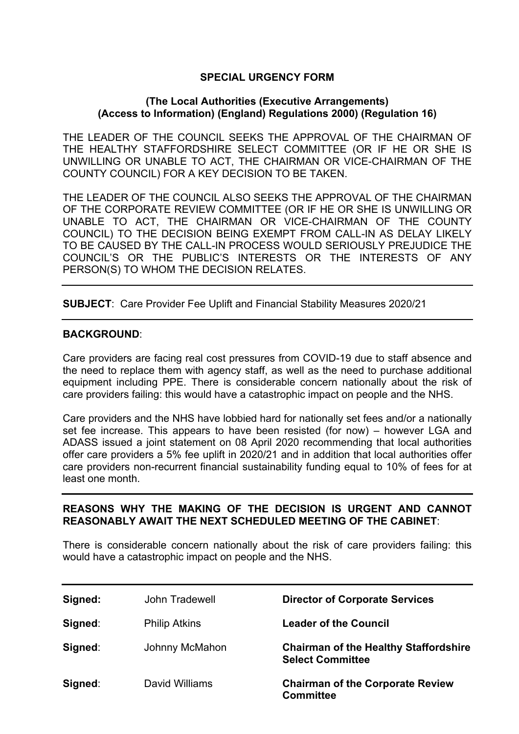# SPECIAL URGENCY FORM

## (The Local Authorities (Executive Arrangements) (Access to Information) (England) Regulations 2000) (Regulation 16)

THE LEADER OF THE COUNCIL SEEKS THE APPROVAL OF THE CHAIRMAN OF THE HEALTHY STAFFORDSHIRE SELECT COMMITTEE (OR IF HE OR SHE IS UNWILLING OR UNABLE TO ACT, THE CHAIRMAN OR VICE-CHAIRMAN OF THE COUNTY COUNCIL) FOR A KEY DECISION TO BE TAKEN.

THE LEADER OF THE COUNCIL ALSO SEEKS THE APPROVAL OF THE CHAIRMAN OF THE CORPORATE REVIEW COMMITTEE (OR IF HE OR SHE IS UNWILLING OR UNABLE TO ACT, THE CHAIRMAN OR VICE-CHAIRMAN OF THE COUNTY COUNCIL) TO THE DECISION BEING EXEMPT FROM CALL-IN AS DELAY LIKELY TO BE CAUSED BY THE CALL-IN PROCESS WOULD SERIOUSLY PREJUDICE THE COUNCIL'S OR THE PUBLIC'S INTERESTS OR THE INTERESTS OF ANY PERSON(S) TO WHOM THE DECISION RELATES.

---

**SUBJECT**: Care Provider Fee Uplift and Financial Stability Measures 2020/21

---

**BACKGROUND**:

Care providers are facing real cost pressures from COVID-19 due to staff absence and the need to replace them with agency staff, as well as the need to purchase additional equipment including PPE. There is considerable concern nationally about the risk of care providers failing: this would have a catastrophic impact on people and the NHS.

Care providers and the NHS have lobbied hard for nationally set fees and/or a nationally set fee increase. This appears to have been resisted (for now) – however LGA and ADASS issued a joint statement on 08 April 2020 recommending that local authorities offer care providers a 5% fee uplift in 2020/21 and in addition that local authorities offer care providers non-recurrent financial sustainability funding equal to 10% of fees for at least one month.

---

**REASONS WHY THE MAKING OF THE DECISION IS URGENT AND CANNOT REASONABLY AWAIT THE NEXT SCHEDULED MEETING OF THE CABINET**:

There is considerable concern nationally about the risk of care providers failing: this would have a catastrophic impact on people and the NHS.

---

| | | |
|---|---|---|
| **Signed:** | John Tradewell | **Director of Corporate Services** |
| **Signed**: | Philip Atkins | **Leader of the Council** |
| **Signed**: | Johnny McMahon | **Chairman of the Healthy Staffordshire Select Committee** |
| **Signed**: | David Williams | **Chairman of the Corporate Review Committee** |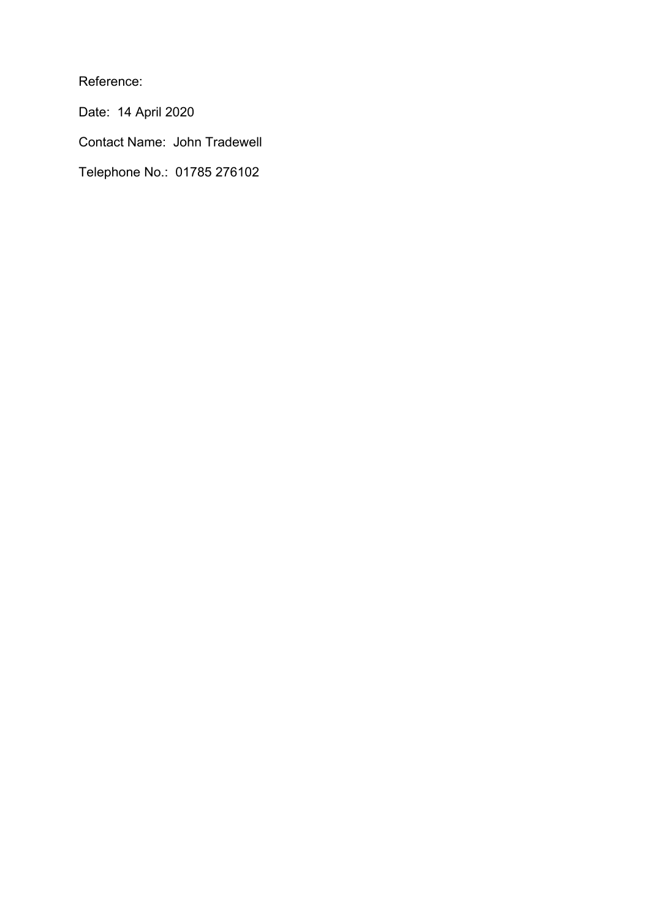Reference:

Date: 14 April 2020

Contact Name: John Tradewell

Telephone No.: 01785 276102